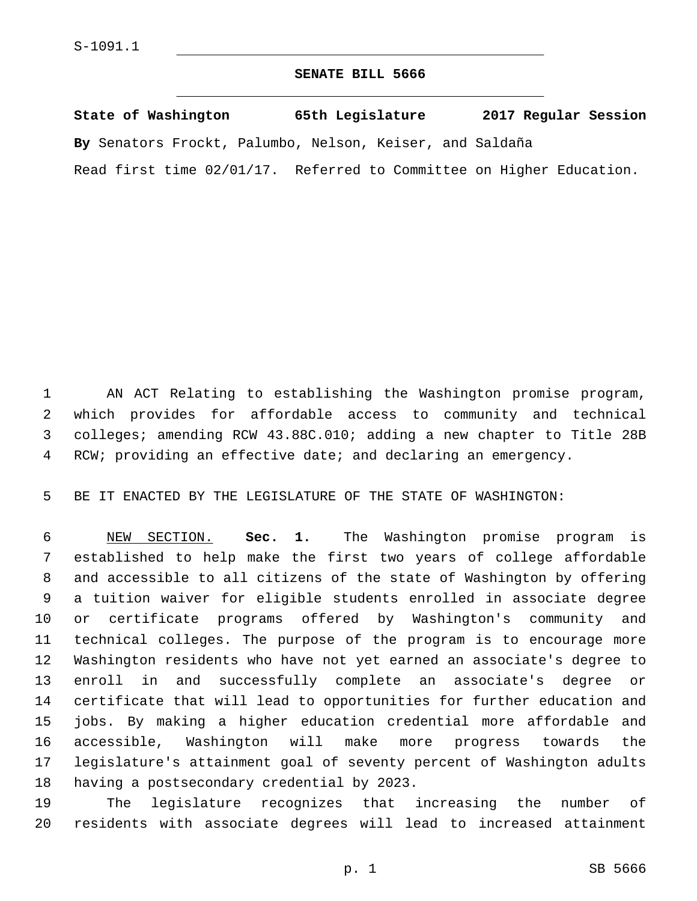S-1091.1

# SENATE BILL 5666

**State of Washington 65th Legislature 2017 Regular Session**

**By** Senators Frockt, Palumbo, Nelson, Keiser, and Saldaña

Read first time 02/01/17. Referred to Committee on Higher Education.

AN ACT Relating to establishing the Washington promise program, which provides for affordable access to community and technical colleges; amending RCW 43.88C.010; adding a new chapter to Title 28B RCW; providing an effective date; and declaring an emergency.

BE IT ENACTED BY THE LEGISLATURE OF THE STATE OF WASHINGTON:

NEW SECTION. **Sec. 1.** The Washington promise program is established to help make the first two years of college affordable and accessible to all citizens of the state of Washington by offering a tuition waiver for eligible students enrolled in associate degree or certificate programs offered by Washington's community and technical colleges. The purpose of the program is to encourage more Washington residents who have not yet earned an associate's degree to enroll in and successfully complete an associate's degree or certificate that will lead to opportunities for further education and jobs. By making a higher education credential more affordable and accessible, Washington will make more progress towards the legislature's attainment goal of seventy percent of Washington adults having a postsecondary credential by 2023.

The legislature recognizes that increasing the number of residents with associate degrees will lead to increased attainment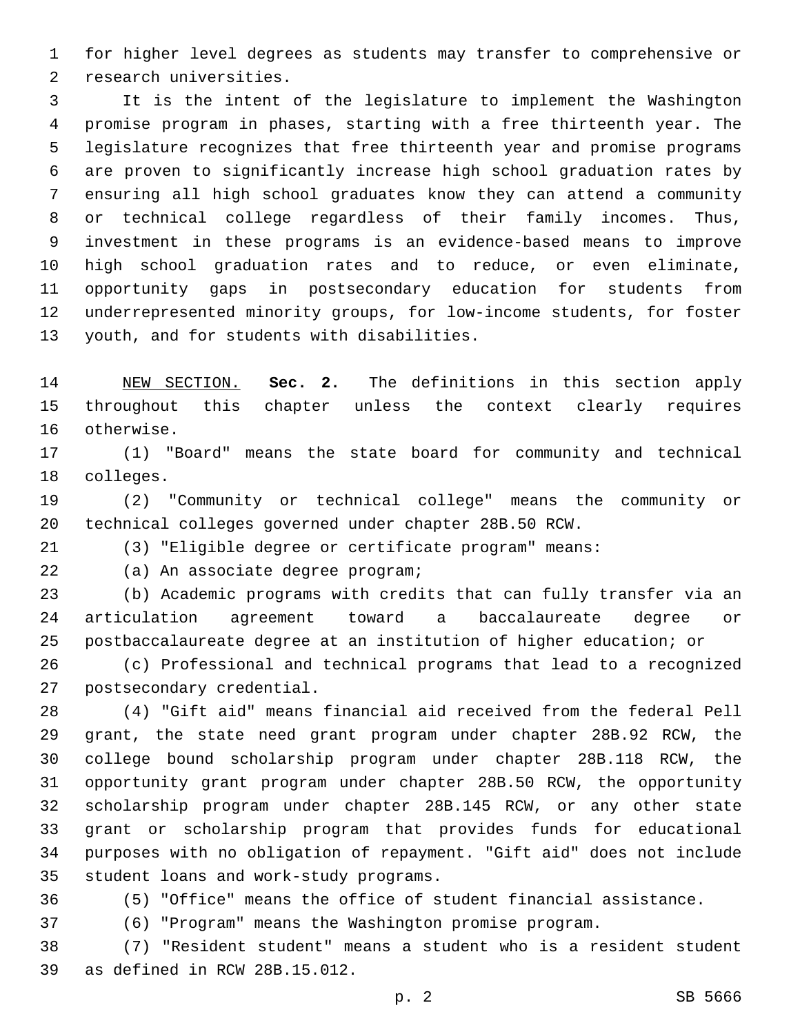for higher level degrees as students may transfer to comprehensive or research universities.

It is the intent of the legislature to implement the Washington promise program in phases, starting with a free thirteenth year. The legislature recognizes that free thirteenth year and promise programs are proven to significantly increase high school graduation rates by ensuring all high school graduates know they can attend a community or technical college regardless of their family incomes. Thus, investment in these programs is an evidence-based means to improve high school graduation rates and to reduce, or even eliminate, opportunity gaps in postsecondary education for students from underrepresented minority groups, for low-income students, for foster youth, and for students with disabilities.

NEW SECTION. **Sec. 2.** The definitions in this section apply throughout this chapter unless the context clearly requires otherwise.

(1) "Board" means the state board for community and technical colleges.

(2) "Community or technical college" means the community or technical colleges governed under chapter 28B.50 RCW.

(3) "Eligible degree or certificate program" means:

(a) An associate degree program;

(b) Academic programs with credits that can fully transfer via an articulation agreement toward a baccalaureate degree or postbaccalaureate degree at an institution of higher education; or

(c) Professional and technical programs that lead to a recognized postsecondary credential.

(4) "Gift aid" means financial aid received from the federal Pell grant, the state need grant program under chapter 28B.92 RCW, the college bound scholarship program under chapter 28B.118 RCW, the opportunity grant program under chapter 28B.50 RCW, the opportunity scholarship program under chapter 28B.145 RCW, or any other state grant or scholarship program that provides funds for educational purposes with no obligation of repayment. "Gift aid" does not include student loans and work-study programs.

(5) "Office" means the office of student financial assistance.

(6) "Program" means the Washington promise program.

(7) "Resident student" means a student who is a resident student as defined in RCW 28B.15.012.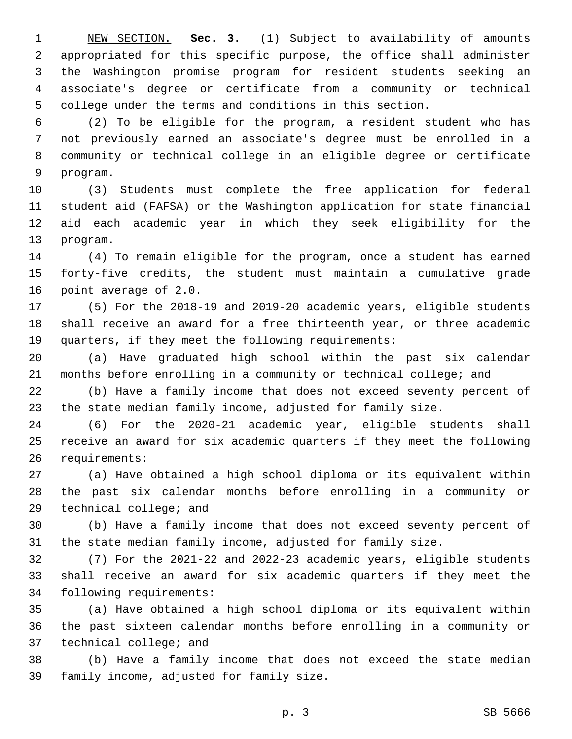<u>NEW SECTION.</u> **Sec. 3.** (1) Subject to availability of amounts appropriated for this specific purpose, the office shall administer the Washington promise program for resident students seeking an associate's degree or certificate from a community or technical college under the terms and conditions in this section.

(2) To be eligible for the program, a resident student who has not previously earned an associate's degree must be enrolled in a community or technical college in an eligible degree or certificate program.

(3) Students must complete the free application for federal student aid (FAFSA) or the Washington application for state financial aid each academic year in which they seek eligibility for the program.

(4) To remain eligible for the program, once a student has earned forty-five credits, the student must maintain a cumulative grade point average of 2.0.

(5) For the 2018-19 and 2019-20 academic years, eligible students shall receive an award for a free thirteenth year, or three academic quarters, if they meet the following requirements:

(a) Have graduated high school within the past six calendar months before enrolling in a community or technical college; and

(b) Have a family income that does not exceed seventy percent of the state median family income, adjusted for family size.

(6) For the 2020-21 academic year, eligible students shall receive an award for six academic quarters if they meet the following requirements:

(a) Have obtained a high school diploma or its equivalent within the past six calendar months before enrolling in a community or technical college; and

(b) Have a family income that does not exceed seventy percent of the state median family income, adjusted for family size.

(7) For the 2021-22 and 2022-23 academic years, eligible students shall receive an award for six academic quarters if they meet the following requirements:

(a) Have obtained a high school diploma or its equivalent within the past sixteen calendar months before enrolling in a community or technical college; and

(b) Have a family income that does not exceed the state median family income, adjusted for family size.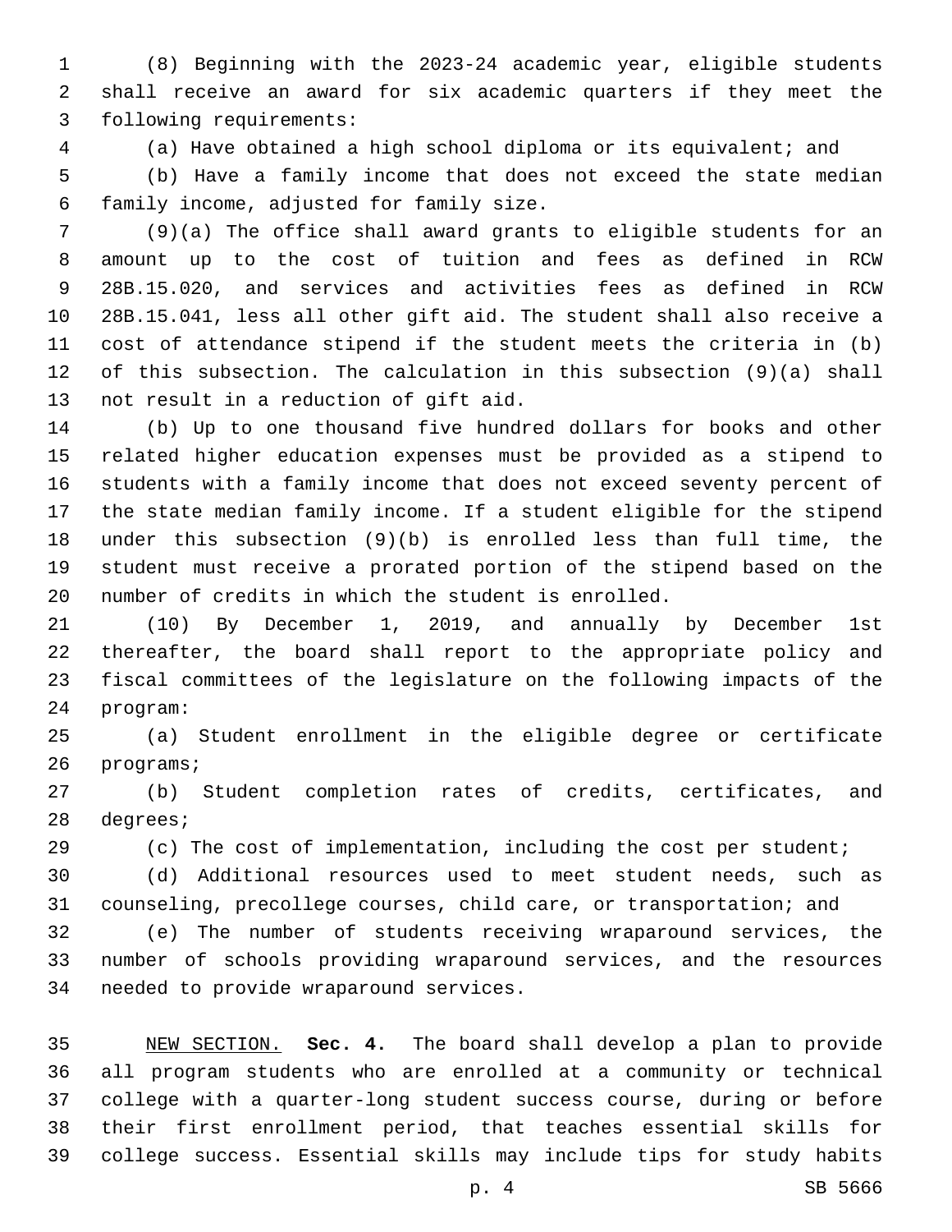(8) Beginning with the 2023-24 academic year, eligible students shall receive an award for six academic quarters if they meet the following requirements:

(a) Have obtained a high school diploma or its equivalent; and

(b) Have a family income that does not exceed the state median family income, adjusted for family size.

(9)(a) The office shall award grants to eligible students for an amount up to the cost of tuition and fees as defined in RCW 28B.15.020, and services and activities fees as defined in RCW 28B.15.041, less all other gift aid. The student shall also receive a cost of attendance stipend if the student meets the criteria in (b) of this subsection. The calculation in this subsection (9)(a) shall not result in a reduction of gift aid.

(b) Up to one thousand five hundred dollars for books and other related higher education expenses must be provided as a stipend to students with a family income that does not exceed seventy percent of the state median family income. If a student eligible for the stipend under this subsection (9)(b) is enrolled less than full time, the student must receive a prorated portion of the stipend based on the number of credits in which the student is enrolled.

(10) By December 1, 2019, and annually by December 1st thereafter, the board shall report to the appropriate policy and fiscal committees of the legislature on the following impacts of the program:

(a) Student enrollment in the eligible degree or certificate programs;

(b) Student completion rates of credits, certificates, and degrees;

(c) The cost of implementation, including the cost per student;

(d) Additional resources used to meet student needs, such as counseling, precollege courses, child care, or transportation; and

(e) The number of students receiving wraparound services, the number of schools providing wraparound services, and the resources needed to provide wraparound services.

NEW SECTION. **Sec. 4.** The board shall develop a plan to provide all program students who are enrolled at a community or technical college with a quarter-long student success course, during or before their first enrollment period, that teaches essential skills for college success. Essential skills may include tips for study habits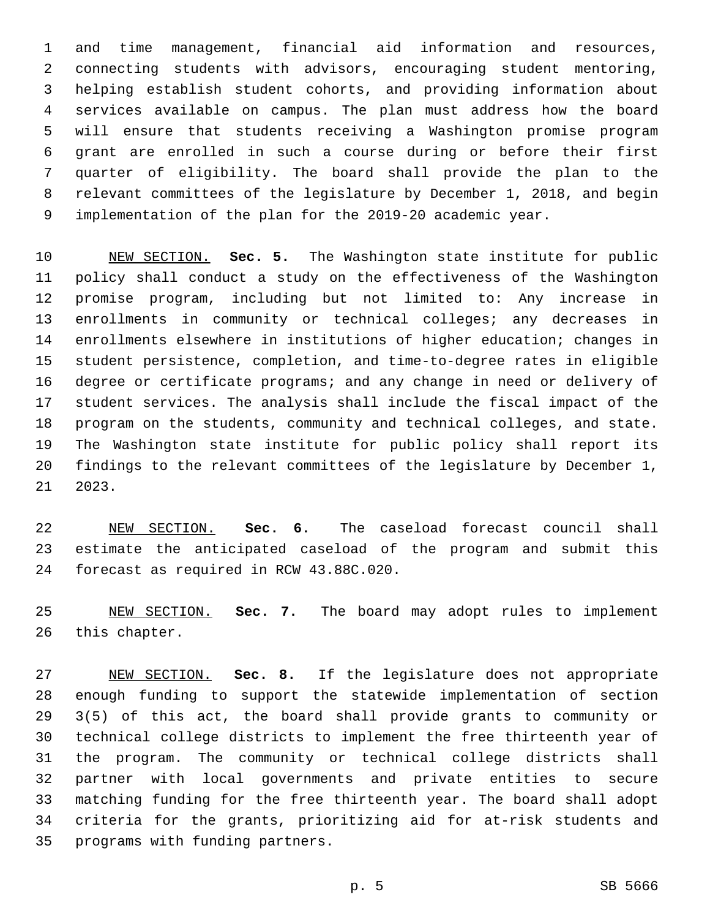and time management, financial aid information and resources, connecting students with advisors, encouraging student mentoring, helping establish student cohorts, and providing information about services available on campus. The plan must address how the board will ensure that students receiving a Washington promise program grant are enrolled in such a course during or before their first quarter of eligibility. The board shall provide the plan to the relevant committees of the legislature by December 1, 2018, and begin implementation of the plan for the 2019-20 academic year.

NEW SECTION. **Sec. 5.** The Washington state institute for public policy shall conduct a study on the effectiveness of the Washington promise program, including but not limited to: Any increase in enrollments in community or technical colleges; any decreases in enrollments elsewhere in institutions of higher education; changes in student persistence, completion, and time-to-degree rates in eligible degree or certificate programs; and any change in need or delivery of student services. The analysis shall include the fiscal impact of the program on the students, community and technical colleges, and state. The Washington state institute for public policy shall report its findings to the relevant committees of the legislature by December 1, 2023.

NEW SECTION. **Sec. 6.** The caseload forecast council shall estimate the anticipated caseload of the program and submit this forecast as required in RCW 43.88C.020.

NEW SECTION. **Sec. 7.** The board may adopt rules to implement this chapter.

NEW SECTION. **Sec. 8.** If the legislature does not appropriate enough funding to support the statewide implementation of section 3(5) of this act, the board shall provide grants to community or technical college districts to implement the free thirteenth year of the program. The community or technical college districts shall partner with local governments and private entities to secure matching funding for the free thirteenth year. The board shall adopt criteria for the grants, prioritizing aid for at-risk students and programs with funding partners.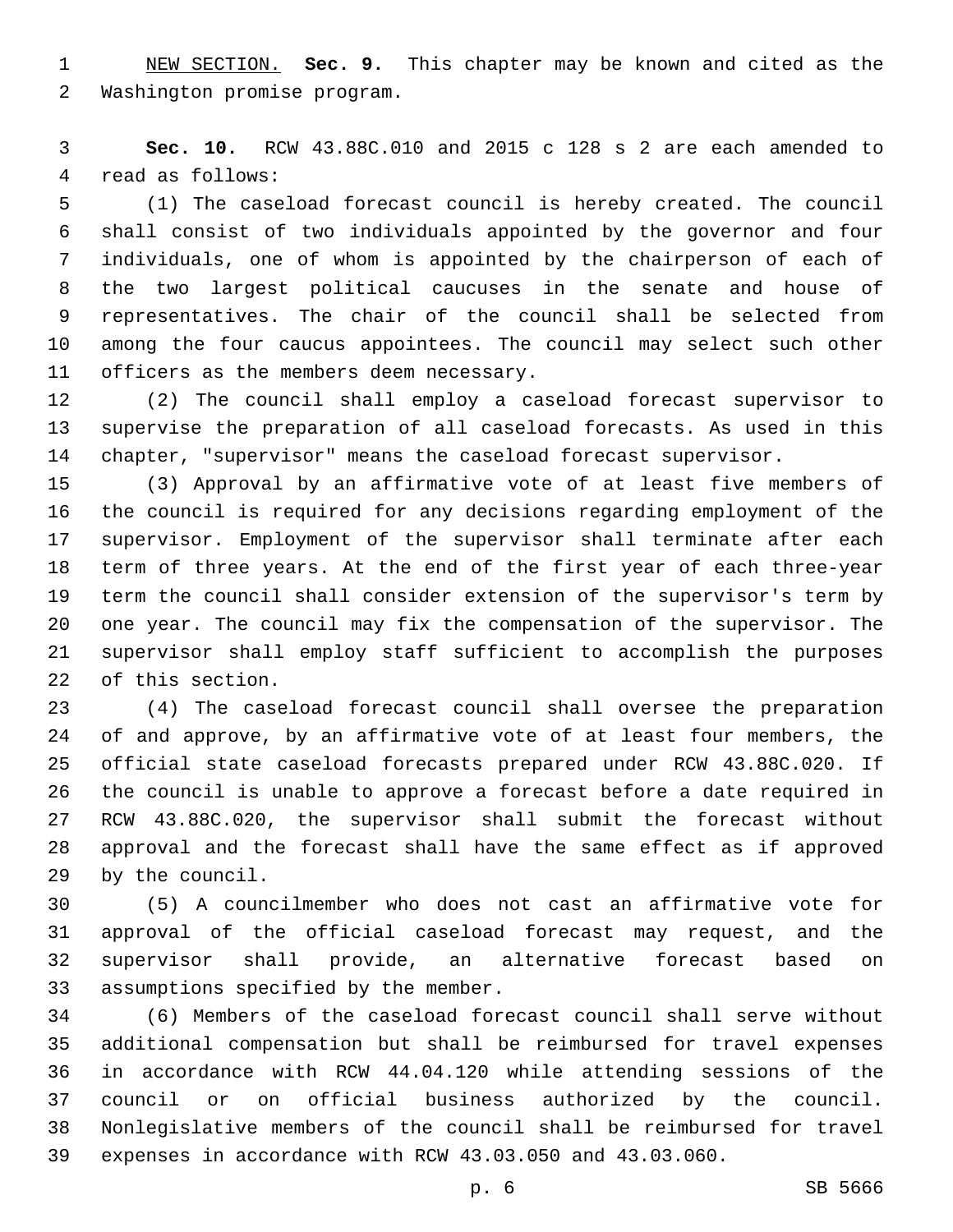NEW SECTION. **Sec. 9.** This chapter may be known and cited as the Washington promise program.

**Sec. 10.** RCW 43.88C.010 and 2015 c 128 s 2 are each amended to read as follows:

(1) The caseload forecast council is hereby created. The council shall consist of two individuals appointed by the governor and four individuals, one of whom is appointed by the chairperson of each of the two largest political caucuses in the senate and house of representatives. The chair of the council shall be selected from among the four caucus appointees. The council may select such other officers as the members deem necessary.

(2) The council shall employ a caseload forecast supervisor to supervise the preparation of all caseload forecasts. As used in this chapter, "supervisor" means the caseload forecast supervisor.

(3) Approval by an affirmative vote of at least five members of the council is required for any decisions regarding employment of the supervisor. Employment of the supervisor shall terminate after each term of three years. At the end of the first year of each three-year term the council shall consider extension of the supervisor's term by one year. The council may fix the compensation of the supervisor. The supervisor shall employ staff sufficient to accomplish the purposes of this section.

(4) The caseload forecast council shall oversee the preparation of and approve, by an affirmative vote of at least four members, the official state caseload forecasts prepared under RCW 43.88C.020. If the council is unable to approve a forecast before a date required in RCW 43.88C.020, the supervisor shall submit the forecast without approval and the forecast shall have the same effect as if approved by the council.

(5) A councilmember who does not cast an affirmative vote for approval of the official caseload forecast may request, and the supervisor shall provide, an alternative forecast based on assumptions specified by the member.

(6) Members of the caseload forecast council shall serve without additional compensation but shall be reimbursed for travel expenses in accordance with RCW 44.04.120 while attending sessions of the council or on official business authorized by the council. Nonlegislative members of the council shall be reimbursed for travel expenses in accordance with RCW 43.03.050 and 43.03.060.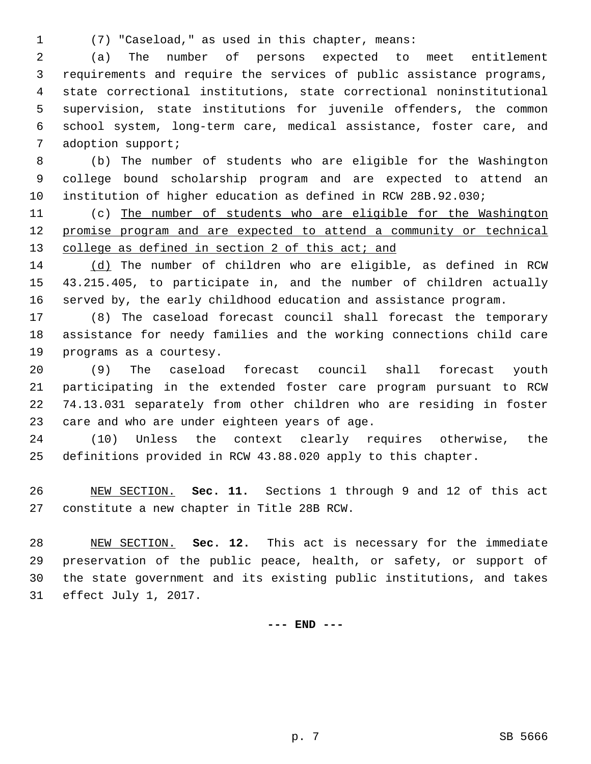(7) "Caseload," as used in this chapter, means:

(a) The number of persons expected to meet entitlement requirements and require the services of public assistance programs, state correctional institutions, state correctional noninstitutional supervision, state institutions for juvenile offenders, the common school system, long-term care, medical assistance, foster care, and adoption support;

(b) The number of students who are eligible for the Washington college bound scholarship program and are expected to attend an institution of higher education as defined in RCW 28B.92.030;

(c) <u>The number of students who are eligible for the Washington promise program and are expected to attend a community or technical college as defined in section 2 of this act; and</u>

<u>(d)</u> The number of children who are eligible, as defined in RCW 43.215.405, to participate in, and the number of children actually served by, the early childhood education and assistance program.

(8) The caseload forecast council shall forecast the temporary assistance for needy families and the working connections child care programs as a courtesy.

(9) The caseload forecast council shall forecast youth participating in the extended foster care program pursuant to RCW 74.13.031 separately from other children who are residing in foster care and who are under eighteen years of age.

(10) Unless the context clearly requires otherwise, the definitions provided in RCW 43.88.020 apply to this chapter.

<u>NEW SECTION.</u> **Sec. 11.** Sections 1 through 9 and 12 of this act constitute a new chapter in Title 28B RCW.

<u>NEW SECTION.</u> **Sec. 12.** This act is necessary for the immediate preservation of the public peace, health, or safety, or support of the state government and its existing public institutions, and takes effect July 1, 2017.

**--- END ---**